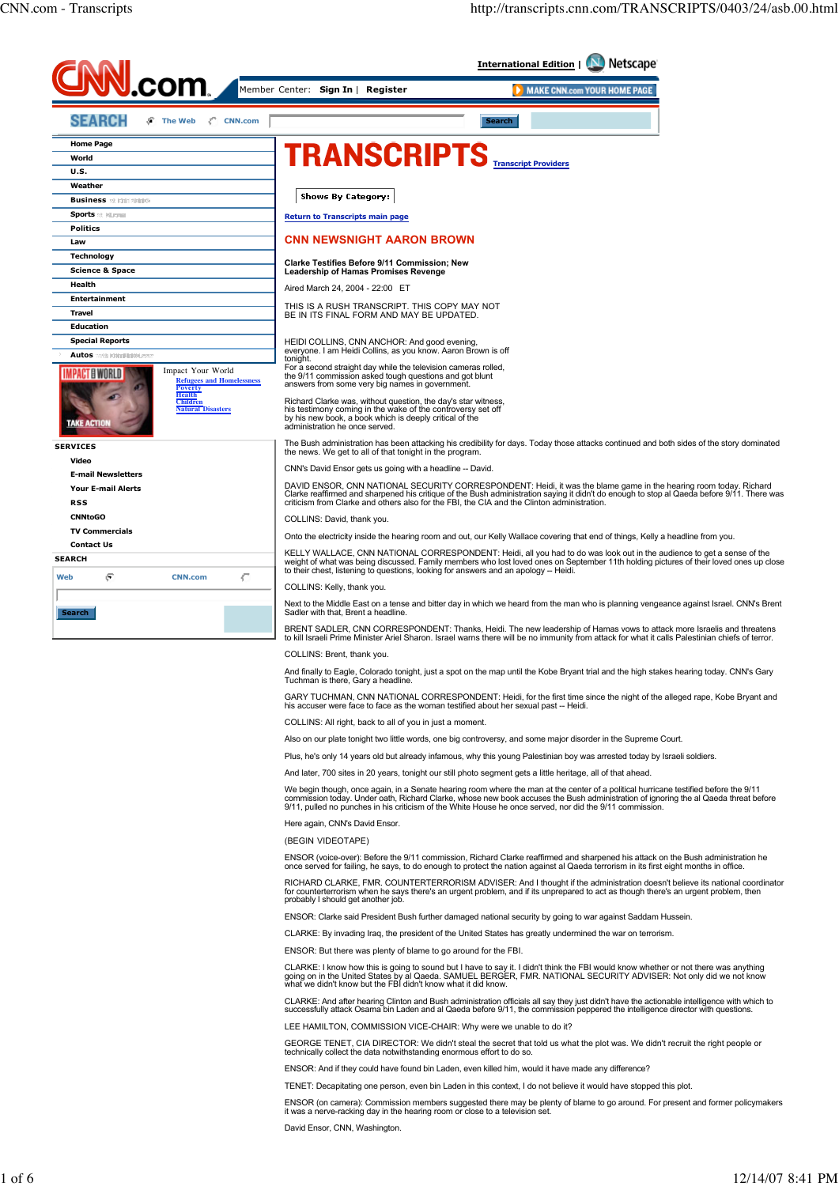# TRANSCRIPTS

## CNN NEWSNIGHT AARON BROWN

**Clarke Testifies Before 9/11 Commission; New Leadership of Hamas Promises Revenge**

Aired March 24, 2004 - 22:00 ET

THIS IS A RUSH TRANSCRIPT. THIS COPY MAY NOT BE IN ITS FINAL FORM AND MAY BE UPDATED.

HEIDI COLLINS, CNN ANCHOR: And good evening, everyone. I am Heidi Collins, as you know. Aaron Brown is off tonight.

For a second straight day while the television cameras rolled, the 9/11 commission asked tough questions and got blunt answers from some very big names in government.

Richard Clarke was, without question, the day's star witness, his testimony coming in the wake of the controversy set off by his new book, a book which is deeply critical of the administration he once served.

The Bush administration has been attacking his credibility for days. Today those attacks continued and both sides of the story dominated the news. We get to all of that tonight in the program.

CNN's David Ensor gets us going with a headline -- David.

DAVID ENSOR, CNN NATIONAL SECURITY CORRESPONDENT: Heidi, it was the blame game in the hearing room today. Richard Clarke reaffirmed and sharpened his critique of the Bush administration saying it didn't do enough to stop al Qaeda before 9/11. There was criticism from Clarke and others also for the FBI, the CIA and the Clinton administration.

COLLINS: David, thank you.

Onto the electricity inside the hearing room and out, our Kelly Wallace covering that end of things, Kelly a headline from you.

KELLY WALLACE, CNN NATIONAL CORRESPONDENT: Heidi, all you had to do was look out in the audience to get a sense of the weight of what was being discussed. Family members who lost loved ones on September 11th holding pictures of their loved ones up close to their chest, listening to questions, looking for answers and an apology -- Heidi.

COLLINS: Kelly, thank you.

Next to the Middle East on a tense and bitter day in which we heard from the man who is planning vengeance against Israel. CNN's Brent Sadler with that, Brent a headline.

BRENT SADLER, CNN CORRESPONDENT: Thanks, Heidi. The new leadership of Hamas vows to attack more Israelis and threatens to kill Israeli Prime Minister Ariel Sharon. Israel warns there will be no immunity from attack for what it calls Palestinian chiefs of terror.

COLLINS: Brent, thank you.

And finally to Eagle, Colorado tonight, just a spot on the map until the Kobe Bryant trial and the high stakes hearing today. CNN's Gary Tuchman is there, Gary a headline.

GARY TUCHMAN, CNN NATIONAL CORRESPONDENT: Heidi, for the first time since the night of the alleged rape, Kobe Bryant and his accuser were face to face as the woman testified about her sexual past -- Heidi.

COLLINS: All right, back to all of you in just a moment.

Also on our plate tonight two little words, one big controversy, and some major disorder in the Supreme Court.

Plus, he's only 14 years old but already infamous, why this young Palestinian boy was arrested today by Israeli soldiers.

And later, 700 sites in 20 years, tonight our still photo segment gets a little heritage, all of that ahead.

We begin though, once again, in a Senate hearing room where the man at the center of a political hurricane testified before the 9/11 commission today. Under oath, Richard Clarke, whose new book accuses the Bush administration of ignoring the al Qaeda threat before 9/11, pulled no punches in his criticism of the White House he once served, nor did the 9/11 commission.

Here again, CNN's David Ensor.

(BEGIN VIDEOTAPE)

ENSOR (voice-over): Before the 9/11 commission, Richard Clarke reaffirmed and sharpened his attack on the Bush administration he once served for failing, he says, to do enough to protect the nation against al Qaeda terrorism in its first eight months in office.

RICHARD CLARKE, FMR. COUNTERTERRORISM ADVISER: And I thought if the administration doesn't believe its national coordinator for counterterrorism when he says there's an urgent problem, and if its unprepared to act as though there's an urgent problem, then probably I should get another job.

ENSOR: Clarke said President Bush further damaged national security by going to war against Saddam Hussein.

CLARKE: By invading Iraq, the president of the United States has greatly undermined the war on terrorism.

ENSOR: But there was plenty of blame to go around for the FBI.

CLARKE: I know how this is going to sound but I have to say it. I didn't think the FBI would know whether or not there was anything going on in the United States by al Qaeda. SAMUEL BERGER, FMR. NATIONAL SECURITY ADVISER: Not only did we not know what we didn't know but the FBI didn't know what it did know.

CLARKE: And after hearing Clinton and Bush administration officials all say they just didn't have the actionable intelligence with which to successfully attack Osama bin Laden and al Qaeda before 9/11, the commission peppered the intelligence director with questions.

LEE HAMILTON, COMMISSION VICE-CHAIR: Why were we unable to do it?

GEORGE TENET, CIA DIRECTOR: We did not steal the secret that told us what the plot was. We didn't recruit the right people or technically collect the data notwithstanding enormous effort to do so.

ENSOR: And if they could have found bin Laden, even killed him, would it have made any difference?

TENET: Decapitating one person, even bin Laden in this context, I do not believe it would have stopped this plot.

ENSOR (on camera): Commission members suggested there may be plenty of blame to go around. For present and former policymakers it was a nerve-racking day in the hearing room or close to a television set.

David Ensor, CNN, Washington.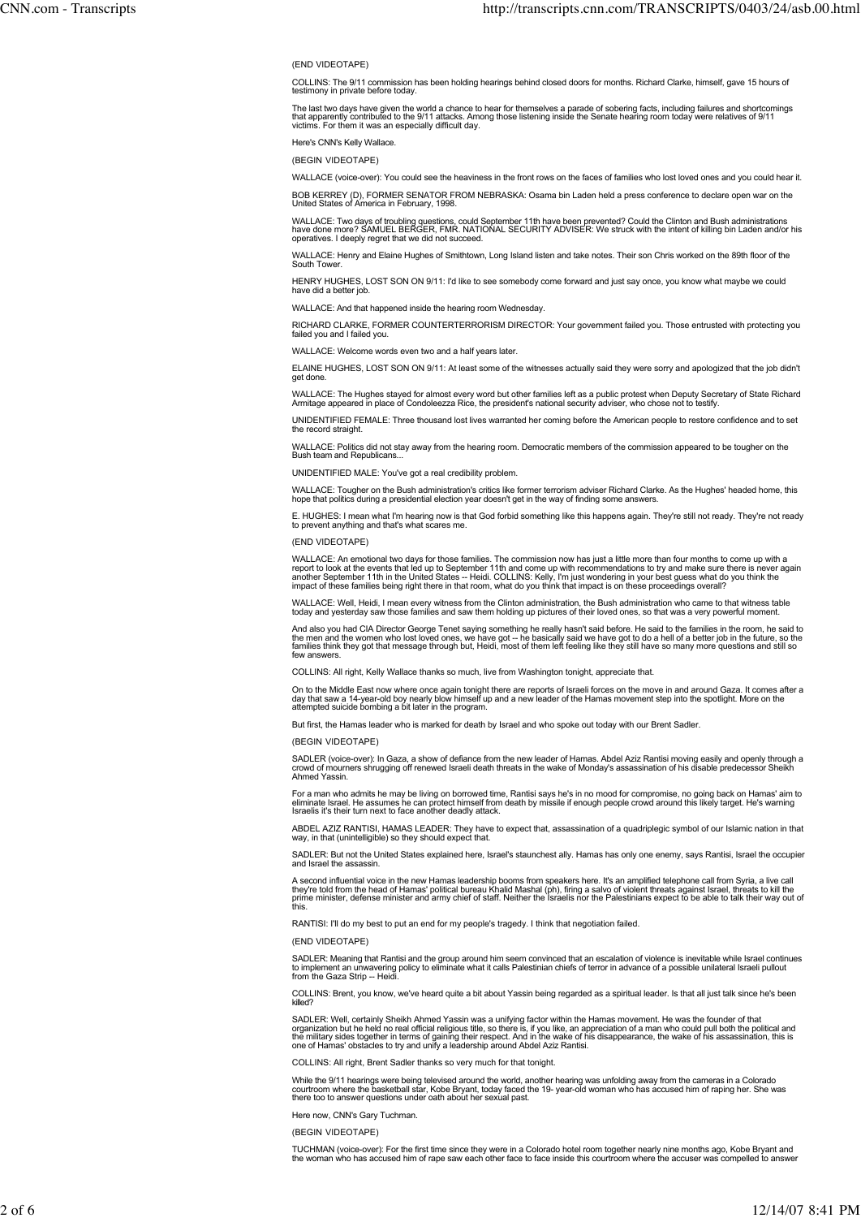(END VIDEOTAPE)

COLLINS: The 9/11 commission has been holding hearings behind closed doors for months. Richard Clarke, himself, gave 15 hours of testimony in private before today.

The last two days have given the world a chance to hear for themselves a parade of sobering facts, including failures and shortcomings that apparently contributed to the 9/11 attacks. Among those listening inside the Senate hearing room today were relatives of 9/11 victims. For them it was an especially difficult day.

Here's CNN's Kelly Wallace.

(BEGIN VIDEOTAPE)

WALLACE (voice-over): You could see the heaviness in the front rows on the faces of families who lost loved ones and you could hear it.

BOB KERREY (D), FORMER SENATOR FROM NEBRASKA: Osama bin Laden held a press conference to declare open war on the United States of America in February, 1998.

WALLACE: Two days of troubling questions, could September 11th have been prevented? Could the Clinton and Bush administrations have done more? SAMUEL BERGER, FMR. NATIONAL SECURITY ADVISER: We struck with the intent of killing bin Laden and/or his operatives. I deeply regret that we did not succeed.

WALLACE: Henry and Elaine Hughes of Smithtown, Long Island listen and take notes. Their son Chris worked on the 89th floor of the South Tower.

HENRY HUGHES, LOST SON ON 9/11: I'd like to see somebody come forward and just say once, you know what maybe we could have did a better job.

WALLACE: And that happened inside the hearing room Wednesday.

RICHARD CLARKE, FORMER COUNTERTERRORISM DIRECTOR: Your government failed you. Those entrusted with protecting you failed you and I failed you.

WALLACE: Welcome words even two and a half years later.

ELAINE HUGHES, LOST SON ON 9/11: At least some of the witnesses actually said they were sorry and apologized that the job didn't get done.

WALLACE: The Hughes stayed for almost every word but other families left as a public protest when Deputy Secretary of State Richard Armitage appeared in place of Condoleezza Rice, the president's national security adviser, who chose not to testify.

UNIDENTIFIED FEMALE: Three thousand lost lives warranted her coming before the American people to restore confidence and to set the record straight.

WALLACE: Politics did not stay away from the hearing room. Democratic members of the commission appeared to be tougher on the Bush team and Republicans...

UNIDENTIFIED MALE: You've got a real credibility problem.

WALLACE: Tougher on the Bush administration's critics like former terrorism adviser Richard Clarke. As the Hughes' headed home, this hope that politics during a presidential election year doesn't get in the way of finding some answers.

E. HUGHES: I mean what I'm hearing now is that God forbid something like this happens again. They're still not ready. They're not ready to prevent anything and that's what scares me.

(END VIDEOTAPE)

WALLACE: An emotional two days for those families. The commission now has just a little more than four months to come up with a report to look at the events that led up to September 11th and come up with recommendations to try and make sure there is never again another September 11th in the United States -- Heidi. COLLINS: Kelly, I'm just wondering in your best guess what do you think the impact of these families being right there in that room, what do you think that impact is on these proceedings overall?

WALLACE: Well, Heidi, I mean every witness from the Clinton administration, the Bush administration who came to that witness table today and yesterday saw those families and saw them holding up pictures of their loved ones, so that was a very powerful moment.

And also you had CIA Director George Tenet saying something he really hasn't said before. He said to the families in the room, he said to the men and the women who lost loved ones, we have got -- he basically said we have got to do a hell of a better job in the future, so the families think they got that message through but, Heidi, most of them left feeling like they still have so many more questions and still so few answers.

COLLINS: All right, Kelly Wallace thanks so much, live from Washington tonight, appreciate that.

On to the Middle East now where once again tonight there are reports of Israeli forces on the move in and around Gaza. It comes after a day that saw a 14-year-old boy nearly blow himself up and a new leader of the Hamas movement step into the spotlight. More on the attempted suicide bombing a bit later in the program.

But first, the Hamas leader who is marked for death by Israel and who spoke out today with our Brent Sadler.

(BEGIN VIDEOTAPE)

SADLER (voice-over): In Gaza, a show of defiance from the new leader of Hamas. Abdel Aziz Rantisi moving easily and openly through a crowd of mourners shrugging off renewed Israeli death threats in the wake of Monday's assassination of his disable predecessor Sheikh Ahmed Yassin.

For a man who admits he may be living on borrowed time, Rantisi says he's in no mood for compromise, no going back on Hamas' aim to eliminate Israel. He assumes he can protect himself from death by missile if enough people crowd around this likely target. He's warning Israelis it's their turn now to face another deadly attack.

ABDEL AZIZ RANTISI, HAMAS LEADER: They have to expect that, assassination of a quadriplegic symbol of our Islamic nation in that way, in that (unintelligible) so they should expect that.

SADLER: But not the United States explained here, Israel's staunchest ally. Hamas has only one enemy, says Rantisi, Israel the occupier and Israel the assassin.

A second influential voice in the new Hamas leadership booms from speakers here. It's an amplified telephone call from Syria, a live call they're told from the head of Hamas' political bureau Khalid Mashal (ph), firing a salvo of violent threats against Israel, threats to kill the prime minister, defense minister and army chief of staff. Neither the Israelis nor the Palestinians expect to be able to talk their way out of this.

RANTISI: I'll do my best to put an end for my people's tragedy. I think that negotiation failed.

(END VIDEOTAPE)

SADLER: Meaning that Rantisi and the group around him seem convinced that an escalation of violence is inevitable while Israel continues to implement an unwavering policy to eliminate what it calls Palestinian chiefs of terror in advance of a possible unilateral Israeli pullout from the Gaza Strip -- Heidi.

COLLINS: Brent, you know, we've heard quite a bit about Yassin being regarded as a spiritual leader. Is that all just talk since he's been killed?

SADLER: Well, certainly Sheikh Ahmed Yassin was a unifying factor within the Hamas movement. He was the founder of that organization but he held no real official religious title, so there is, if you like, an appreciation of a man who could pull both the political and the military sides together in terms of gaining their respect. And in the wake of his disappearance, the wake of his assassination, this is one of Hamas' obstacles to try and unify a leadership around Abdel Aziz Rantisi.

COLLINS: All right, Brent Sadler thanks so very much for that tonight.

While the 9/11 hearings were being televised around the world, another hearing was unfolding away from the cameras in a Colorado courtroom where the basketball star, Kobe Bryant, today faced the 19- year-old woman who has accused him of raping her. She was there too to answer questions under oath about her sexual past.

Here now, CNN's Gary Tuchman.

(BEGIN VIDEOTAPE)

TUCHMAN (voice-over): For the first time since they were in a Colorado hotel room together nearly nine months ago, Kobe Bryant and the woman who has accused him of rape saw each other face to face inside this courtroom where the accuser was compelled to answer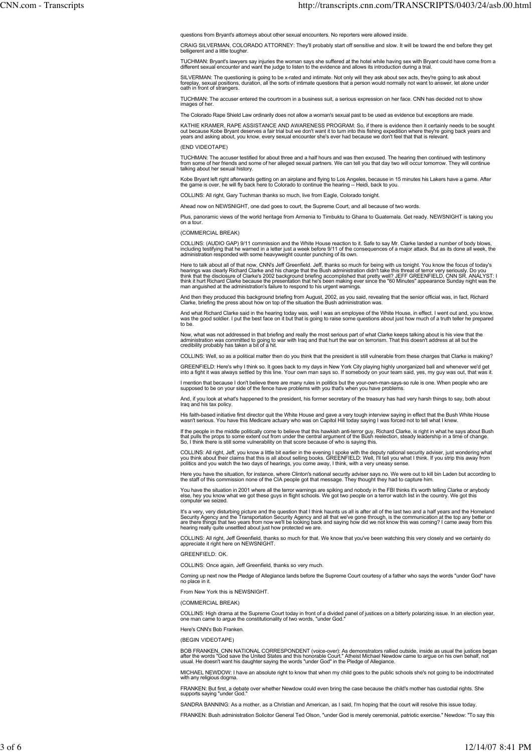questions from Bryant's attorneys about other sexual encounters. No reporters were allowed inside.

CRAIG SILVERMAN, COLORADO ATTORNEY: They'll probably start off sensitive and slow. It will be toward the end before they get belligerent and a little tougher.

TUCHMAN: Bryant's lawyers say injuries the woman says she suffered at the hotel while having sex with Bryant could have come from a different sexual encounter and want the judge to listen to the evidence and allows its introduction during a trial.

SILVERMAN: The questioning is going to be x-rated and intimate. Not only will they ask about sex acts, they're going to ask about foreplay, sexual positions, duration, all the sorts of intimate questions that a person would normally not want to answer, let alone under oath in front of strangers.

TUCHMAN: The accuser entered the courtroom in a business suit, a serious expression on her face. CNN has decided not to show images of her.

The Colorado Rape Shield Law ordinarily does not allow a woman's sexual past to be used as evidence but exceptions are made.

KATHIE KRAMER, RAPE ASSISTANCE AND AWARENESS PROGRAM: So, if there is evidence then it certainly needs to be sought out because Kobe Bryant deserves a fair trial but we don't want it to turn into this fishing expedition where they're going back years and years and asking about, you know, every sexual encounter she's ever had because we don't feel that that is relevant.

(END VIDEOTAPE)

TUCHMAN: The accuser testified for about three and a half hours and was then excused. The hearing then continued with testimony from some of her friends and some of her alleged sexual partners. We can tell you that day two will occur tomorrow. They will continue talking about her sexual history.

Kobe Bryant left right afterwards getting on an airplane and flying to Los Angeles, because in 15 minutes his Lakers have a game. After the game is over, he will fly back here to Colorado to continue the hearing -- Heidi, back to you.

COLLINS: All right, Gary Tuchman thanks so much, live from Eagle, Colorado tonight.

Ahead now on NEWSNIGHT, one dad goes to court, the Supreme Court, and all because of two words.

Plus, panoramic views of the world heritage from Armenia to Timbuktu to Ghana to Guatemala. Get ready. NEWSNIGHT is taking you on a tour.

(COMMERCIAL BREAK)

COLLINS: (AUDIO GAP) 9/11 commission and the White House reaction to it. Safe to say Mr. Clarke landed a number of body blows, including testifying that he warned in a letter just a week before 9/11 of the consequences of a major attack. But as its done all week, the administration responded with some heavyweight counter punching of its own.

Here to talk about all of that now, CNN's Jeff Greenfield. Jeff, thanks so much for being with us tonight. You know the focus of today's hearings was clearly Richard Clarke and his charge that the Bush administration didn't take this threat of terror very seriously. Do you think that the disclosure of Clarke's 2002 background briefing accomplished that pretty well? JEFF GREENFIELD, CNN SR. ANALYST: I think it hurt Richard Clarke because the presentation that he's been making ever since the "60 Minutes" appearance Sunday night was the man anguished at the administration's failure to respond to his urgent warnings.

And then they produced this background briefing from August, 2002, as you said, revealing that the senior official was, in fact, Richard Clarke, briefing the press about how on top of the situation the Bush administration was.

And what Richard Clarke said in the hearing today was, well I was an employee of the White House, in effect. I went out and, you know, was the good soldier. I put the best face on it but that is going to raise some questions about just how much of a truth teller he prepared to be.

Now, what was not addressed in that briefing and really the most serious part of what Clarke keeps talking about is his view that the administration was committed to going to war with Iraq and that that hurt the war on terrorism. That this doesn't address at all but the credibility probably has taken a bit of a hit.

COLLINS: Well, so as a political matter then do you think that the president is still vulnerable from these charges that Clarke is making?

GREENFIELD: Here's why I think so. It goes back to my days in New York City playing highly unorganized ball and whenever we'd get into a fight it was always settled by this line. Your own man says so. If somebody on your team said, yes, my guy was out, that was it.

I mention that because I don't believe there are many rules in politics but the your-own-man-says-so rule is one. When people who are supposed to be on your side of the fence have problems with you that's when you have problems.

And, if you look at what's happened to the president, his former secretary of the treasury has had very harsh things to say, both about Iraq and his tax policy.

His faith-based initiative first director quit the White House and gave a very tough interview saying in effect that the Bush White House wasn't serious. You have this Medicare actuary who was on Capitol Hill today saying I was forced not to tell what I knew.

If the people in the middle politically come to believe that this hawkish anti-terror guy, Richard Clarke, is right in what he says about Bush that pulls the props to some extent out from under the central argument of the Bush reelection, steady leadership in a time of change. So, I think there is still some vulnerability on that score because of who is saying this.

COLLINS: All right, Jeff, you know a little bit earlier in the evening I spoke with the deputy national security adviser, just wondering what you think about their claims that this is all about selling books. GREENFIELD: Well, I'll tell you what I think. If you strip this away from politics and you watch the two days of hearings, you come away, I think, with a very uneasy sense.

Here you have the situation, for instance, where Clinton's national security adviser says no. We were out to kill bin Laden but according to the staff of this commission none of the CIA people got that message. They thought they had to capture him.

You have the situation in 2001 where all the terror warnings are spiking and nobody in the FBI thinks it's worth telling Clarke or anybody else, hey you know what we got these guys in flight schools. We got two people on a terror watch list in the country. We got this computer we seized.

It's a very, very disturbing picture and the question that I think haunts us all is after all of the last two and a half years and the Homeland Security Agency and the Transportation Security Agency and all that we've gone through, is the communication at the top any better or are there things that two years from now we'll be looking back and saying how did we not know this was coming? I came away from this hearing really quite unsettled about just how protected we are.

COLLINS: All right, Jeff Greenfield, thanks so much for that. We know that you've been watching this very closely and we certainly do appreciate it right here on NEWSNIGHT.

GREENFIELD: OK.

COLLINS: Once again, Jeff Greenfield, thanks so very much.

Coming up next now the Pledge of Allegiance lands before the Supreme Court courtesy of a father who says the words "under God" have no place in it.

From New York this is NEWSNIGHT.

(COMMERCIAL BREAK)

COLLINS: High drama at the Supreme Court today in front of a divided panel of justices on a bitterly polarizing issue. In an election year, one man came to argue the constitutionality of two words, "under God."

Here's CNN's Bob Franken.

(BEGIN VIDEOTAPE)

BOB FRANKEN, CNN NATIONAL CORRESPONDENT (voice-over): As demonstrators rallied outside, inside as usual the justices began after the words "God save the United States and this honorable Court." Atheist Michael Newdow came to argue on his own behalf, not usual. He doesn't want his daughter saying the words "under God" in the Pledge of Allegiance.

MICHAEL NEWDOW: I have an absolute right to know that when my child goes to the public schools she's not going to be indoctrinated with any religious dogma.

FRANKEN: But first, a debate over whether Newdow could even bring the case because the child's mother has custodial rights. She supports saying "under God."

SANDRA BANNING: As a mother, as a Christian and American, as I said, I'm hoping that the court will resolve this issue today.

FRANKEN: Bush administration Solicitor General Ted Olson, "under God is merely ceremonial, patriotic exercise." Newdow: "To say this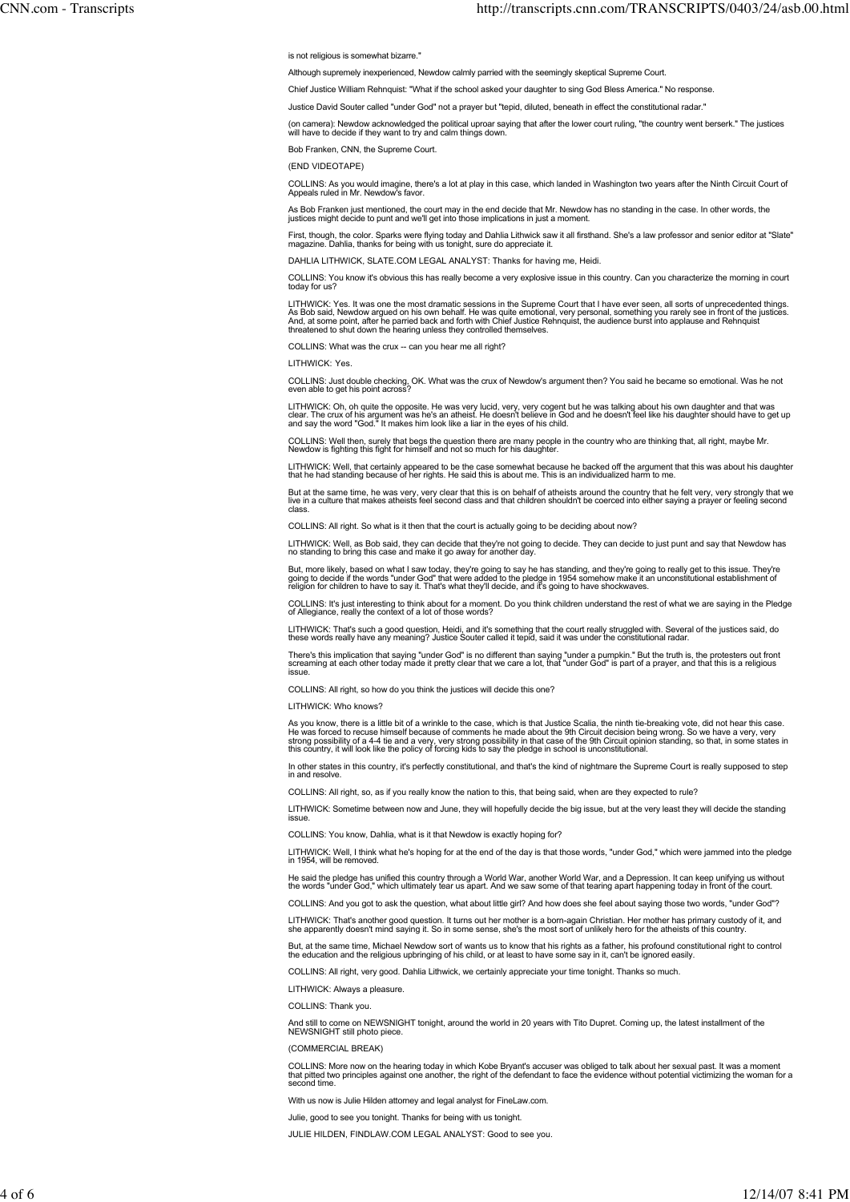is not religious is somewhat bizarre."

Although supremely inexperienced, Newdow calmly parried with the seemingly skeptical Supreme Court.

Chief Justice William Rehnquist: "What if the school asked your daughter to sing God Bless America." No response.

Justice David Souter called "under God" not a prayer but "tepid, diluted, beneath in effect the constitutional radar."

(on camera): Newdow acknowledged the political uproar saying that after the lower court ruling, "the country went berserk." The justices will have to decide if they want to try and calm things down.

Bob Franken, CNN, the Supreme Court.

(END VIDEOTAPE)

COLLINS: As you would imagine, there's a lot at play in this case, which landed in Washington two years after the Ninth Circuit Court of Appeals ruled in Mr. Newdow's favor.

As Bob Franken just mentioned, the court may in the end decide that Mr. Newdow has no standing in the case. In other words, the justices might decide to punt and we'll get into those implications in just a moment.

First, though, the color. Sparks were flying today and Dahlia Lithwick saw it all firsthand. She's a law professor and senior editor at "Slate" magazine. Dahlia, thanks for being with us tonight, sure do appreciate it.

DAHLIA LITHWICK, SLATE.COM LEGAL ANALYST: Thanks for having me, Heidi.

COLLINS: You know it's obvious this has really become a very explosive issue in this country. Can you characterize the morning in court today for us?

LITHWICK: Yes. It was one the most dramatic sessions in the Supreme Court that I have ever seen, all sorts of unprecedented things. As Bob said, Newdow argued on his own behalf. He was quite emotional, very personal, something you rarely see in front of the justices. And, at some point, after he parried back and forth with Chief Justice Rehnquist, the audience burst into applause and Rehnquist threatened to shut down the hearing unless they controlled themselves.

COLLINS: What was the crux -- can you hear me all right?

LITHWICK: Yes.

COLLINS: Just double checking, OK. What was the crux of Newdow's argument then? You said he became so emotional. Was he not even able to get his point across?

LITHWICK: Oh, oh quite the opposite. He was very lucid, very, very cogent but he was talking about his own daughter and that was clear. The crux of his argument was he's an atheist. He doesn't believe in God and he doesn't feel like his daughter should have to get up and say the word "God." It makes him look like a liar in the eyes of his child.

COLLINS: Well then, surely that begs the question there are many people in the country who are thinking that, all right, maybe Mr. Newdow is fighting this fight for himself and not so much for his daughter.

LITHWICK: Well, that certainly appeared to be the case somewhat because he backed off the argument that this was about his daughter that he had standing because of her rights. He said this is about me. This is an individualized harm to me.

But at the same time, he was very, very clear that this is on behalf of atheists around the country that he felt very, very strongly that we live in a culture that makes atheists feel second class and that children shouldn't be coerced into either saying a prayer or feeling second class.

COLLINS: All right. So what is it then that the court is actually going to be deciding about now?

LITHWICK: Well, as Bob said, they can decide that they're not going to decide. They can decide to just punt and say that Newdow has no standing to bring this case and make it go away for another day.

But, more likely, based on what I saw today, they're going to say he has standing, and they're going to really get to this issue. They're going to decide if the words "under God" that were added to the pledge in 1954 somehow make it an unconstitutional establishment of religion for children to have to say it. That's what they'll decide, and it's going to have shockwaves.

COLLINS: It's just interesting to think about for a moment. Do you think children understand the rest of what we are saying in the Pledge of Allegiance, really the context of a lot of those words?

LITHWICK: That's such a good question, Heidi, and it's something that the court really struggled with. Several of the justices said, do these words really have any meaning? Justice Souter called it tepid, said it was under the constitutional radar.

There's this implication that saying "under God" is no different than saying "under a pumpkin." But the truth is, the protesters out front screaming at each other today made it pretty clear that we care a lot, that "under God" is part of a prayer, and that this is a religious issue.

COLLINS: All right, so how do you think the justices will decide this one?

LITHWICK: Who knows?

As you know, there is a little bit of a wrinkle to the case, which is that Justice Scalia, the ninth tie-breaking vote, did not hear this case. He was forced to recuse himself because of comments he made about the 9th Circuit decision being wrong. So we have a very, very strong possibility of a 4-4 tie and a very, very strong possibility in that case of the 9th Circuit opinion standing, so that, in some states in this country, it will look like the policy of forcing kids to say the pledge in school is unconstitutional.

In other states in this country, it's perfectly constitutional, and that's the kind of nightmare the Supreme Court is really supposed to step in and resolve.

COLLINS: All right, so, as if you really know the nation to this, that being said, when are they expected to rule?

LITHWICK: Sometime between now and June, they will hopefully decide the big issue, but at the very least they will decide the standing issue.

COLLINS: You know, Dahlia, what is it that Newdow is exactly hoping for?

LITHWICK: Well, I think what he's hoping for at the end of the day is that those words, "under God," which were jammed into the pledge in 1954, will be removed.

He said the pledge has unified this country through a World War, another World War, and a Depression. It can keep unifying us without the words "under God," which ultimately tear us apart. And we saw some of that tearing apart happening today in front of the court.

COLLINS: And you got to ask the question, what about little girl? And how does she feel about saying those two words, "under God"?

LITHWICK: That's another good question. It turns out her mother is a born-again Christian. Her mother has primary custody of it, and she apparently doesn't mind saying it. So in some sense, she's the most sort of unlikely hero for the atheists of this country.

But, at the same time, Michael Newdow sort of wants us to know that his rights as a father, his profound constitutional right to control the education and the religious upbringing of his child, or at least to have some say in it, can't be ignored easily.

COLLINS: All right, very good. Dahlia Lithwick, we certainly appreciate your time tonight. Thanks so much.

LITHWICK: Always a pleasure.

COLLINS: Thank you.

And still to come on NEWSNIGHT tonight, around the world in 20 years with Tito Dupret. Coming up, the latest installment of the NEWSNIGHT still photo piece.

(COMMERCIAL BREAK)

COLLINS: More now on the hearing today in which Kobe Bryant's accuser was obliged to talk about her sexual past. It was a moment that pitted two principles against one another, the right of the defendant to face the evidence without potential victimizing the woman for a second time.

With us now is Julie Hilden attorney and legal analyst for FineLaw.com.

Julie, good to see you tonight. Thanks for being with us tonight.

JULIE HILDEN, FINDLAW.COM LEGAL ANALYST: Good to see you.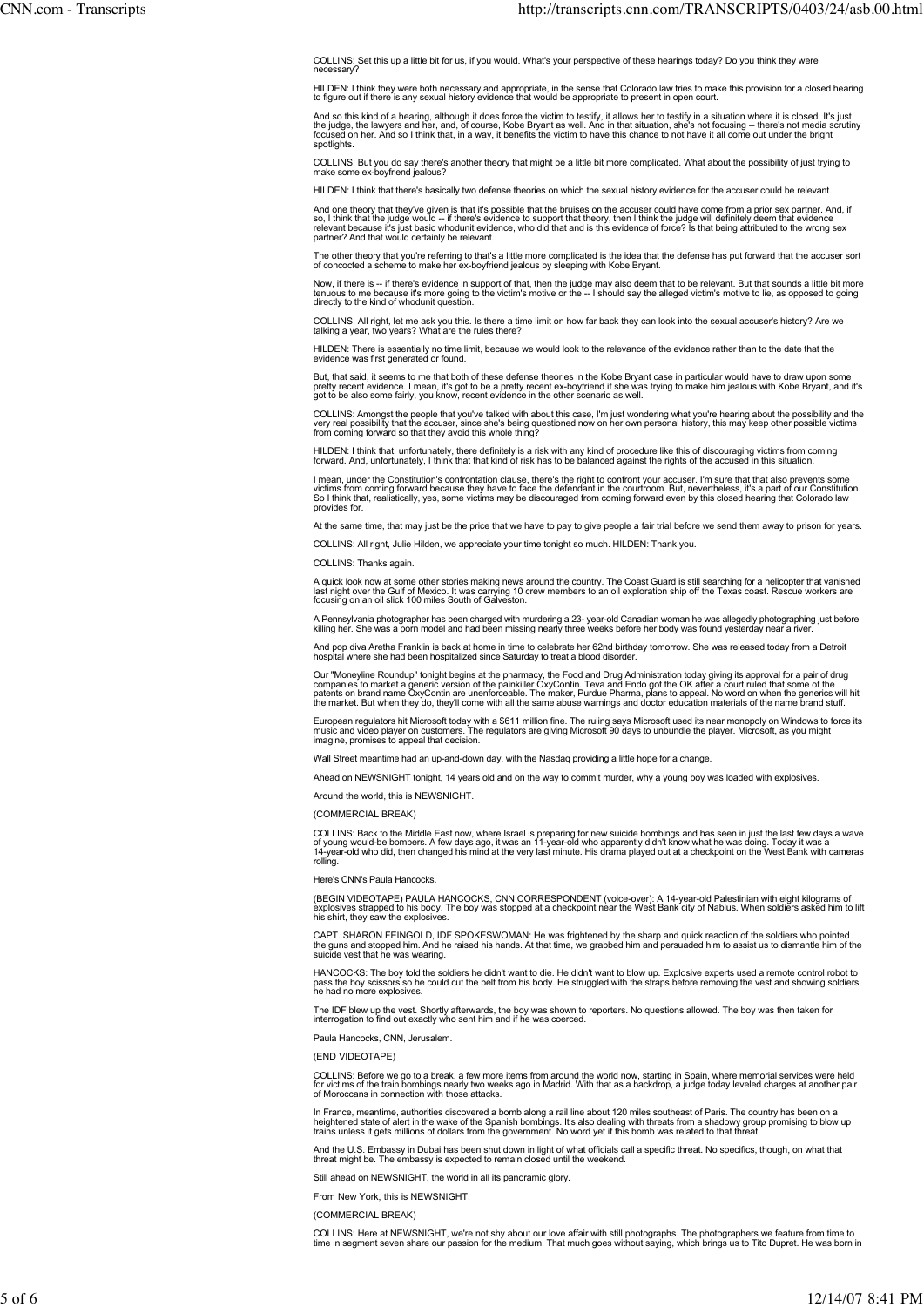COLLINS: Set this up a little bit for us, if you would. What's your perspective of these hearings today? Do you think they were necessary?

HILDEN: I think they were both necessary and appropriate, in the sense that Colorado law tries to make this provision for a closed hearing to figure out if there is any sexual history evidence that would be appropriate to present in open court.

And so this kind of a hearing, although it does force the victim to testify, it allows her to testify in a situation where it is closed. It's just the judge, the lawyers and her, and, of course, Kobe Bryant as well. And in that situation, she's not focusing -- there's not media scrutiny focused on her. And so I think that, in a way, it benefits the victim to have this chance to not have it all come out under the bright spotlights.

COLLINS: But you do say there's another theory that might be a little bit more complicated. What about the possibility of just trying to make some ex-boyfriend jealous?

HILDEN: I think that there's basically two defense theories on which the sexual history evidence for the accuser could be relevant.

And one theory that they've given is that it's possible that the bruises on the accuser could have come from a prior sex partner. And, if so, I think that the judge would -- if there's evidence to support that theory, then I think the judge will definitely deem that evidence relevant because it's just basic whodunit evidence, who did that and is this evidence of force? Is that being attributed to the wrong sex partner? And that would certainly be relevant.

The other theory that you're referring to that's a little more complicated is the idea that the defense has put forward that the accuser sort of concocted a scheme to make her ex-boyfriend jealous by sleeping with Kobe Bryant.

Now, if there is -- if there's evidence in support of that, then the judge may also deem that to be relevant. But that sounds a little bit more tenuous to me because it's more going to the victim's motive or the -- I should say the alleged victim's motive to lie, as opposed to going directly to the kind of whodunit question.

COLLINS: All right, let me ask you this. Is there a time limit on how far back they can look into the sexual accuser's history? Are we talking a year, two years? What are the rules there?

HILDEN: There is essentially no time limit, because we would look to the relevance of the evidence rather than to the date that the evidence was first generated or found.

But, that said, it seems to me that both of these defense theories in the Kobe Bryant case in particular would have to draw upon some pretty recent evidence. I mean, it's got to be a pretty recent ex-boyfriend if she was trying to make him jealous with Kobe Bryant, and it's got to be also some fairly, you know, recent evidence in the other scenario as well.

COLLINS: Amongst the people that you've talked with about this case, I'm just wondering what you're hearing about the possibility and the very real possibility that the accuser, since she's being questioned now on her own personal history, this may keep other possible victims from coming forward so that they avoid this whole thing?

HILDEN: I think that, unfortunately, there definitely is a risk with any kind of procedure like this of discouraging victims from coming forward. And, unfortunately, I think that that kind of risk has to be balanced against the rights of the accused in this situation.

I mean, under the Constitution's confrontation clause, there's the right to confront your accuser. I'm sure that that also prevents some victims from coming forward because they have to face the defendant in the courtroom. But, nevertheless, it's a part of our Constitution. So I think that, realistically, yes, some victims may be discouraged from coming forward even by this closed hearing that Colorado law provides for.

At the same time, that may just be the price that we have to pay to give people a fair trial before we send them away to prison for years.

COLLINS: All right, Julie Hilden, we appreciate your time tonight so much. HILDEN: Thank you.

COLLINS: Thanks again.

A quick look now at some other stories making news around the country. The Coast Guard is still searching for a helicopter that vanished last night over the Gulf of Mexico. It was carrying 10 crew members to an oil exploration ship off the Texas coast. Rescue workers are focusing on an oil slick 100 miles South of Galveston.

A Pennsylvania photographer has been charged with murdering a 23- year-old Canadian woman he was allegedly photographing just before killing her. She was a porn model and had been missing nearly three weeks before her body was found yesterday near a river.

And pop diva Aretha Franklin is back at home in time to celebrate her 62nd birthday tomorrow. She was released today from a Detroit hospital where she had been hospitalized since Saturday to treat a blood disorder.

Our "Moneyline Roundup" tonight begins at the pharmacy, the Food and Drug Administration today giving its approval for a pair of drug companies to market a generic version of the painkiller OxyContin. Teva and Endo got the OK after a court ruled that some of the patents on brand name OxyContin are unenforceable. The maker, Purdue Pharma, plans to appeal. No word on when the generics will hit the market. But when they do, they'll come with all the same abuse warnings and doctor education materials of the name brand stuff.

European regulators hit Microsoft today with a $611 million fine. The ruling says Microsoft used its near monopoly on Windows to force its music and video player on customers. The regulators are giving Microsoft 90 days to unbundle the player. Microsoft, as you might imagine, promises to appeal that decision.

Wall Street meantime had an up-and-down day, with the Nasdaq providing a little hope for a change.

Ahead on NEWSNIGHT tonight, 14 years old and on the way to commit murder, why a young boy was loaded with explosives.

Around the world, this is NEWSNIGHT.

(COMMERCIAL BREAK)

COLLINS: Back to the Middle East now, where Israel is preparing for new suicide bombings and has seen in just the last few days a wave of young would-be bombers. A few days ago, it was an 11-year-old who apparently didn't know what he was doing. Today it was a 14-year-old who did, then changed his mind at the very last minute. His drama played out at a checkpoint on the West Bank with cameras rolling.

Here's CNN's Paula Hancocks.

(BEGIN VIDEOTAPE) PAULA HANCOCKS, CNN CORRESPONDENT (voice-over): A 14-year-old Palestinian with eight kilograms of explosives strapped to his body. The boy was stopped at a checkpoint near the West Bank city of Nablus. When soldiers asked him to lift his shirt, they saw the explosives.

CAPT. SHARON FEINGOLD, IDF SPOKESWOMAN: He was frightened by the sharp and quick reaction of the soldiers who pointed the guns and stopped him. And he raised his hands. At that time, we grabbed him and persuaded him to assist us to dismantle him of the suicide vest that he was wearing.

HANCOCKS: The boy told the soldiers he didn't want to die. He didn't want to blow up. Explosive experts used a remote control robot to pass the boy scissors so he could cut the belt from his body. He struggled with the straps before removing the vest and showing soldiers he had no more explosives.

The IDF blew up the vest. Shortly afterwards, the boy was shown to reporters. No questions allowed. The boy was then taken for interrogation to find out exactly who sent him and if he was coerced.

Paula Hancocks, CNN, Jerusalem.

(END VIDEOTAPE)

COLLINS: Before we go to a break, a few more items from around the world now, starting in Spain, where memorial services were held for victims of the train bombings nearly two weeks ago in Madrid. With that as a backdrop, a judge today leveled charges at another pair of Moroccans in connection with those attacks.

In France, meantime, authorities discovered a bomb along a rail line about 120 miles southeast of Paris. The country has been on a heightened state of alert in the wake of the Spanish bombings. It's also dealing with threats from a shadowy group promising to blow up trains unless it gets millions of dollars from the government. No word yet if this bomb was related to that threat.

And the U.S. Embassy in Dubai has been shut down in light of what officials call a specific threat. No specifics, though, on what that threat might be. The embassy is expected to remain closed until the weekend.

Still ahead on NEWSNIGHT, the world in all its panoramic glory.

From New York, this is NEWSNIGHT.

(COMMERCIAL BREAK)

COLLINS: Here at NEWSNIGHT, we're not shy about our love affair with still photographs. The photographers we feature from time to time in segment seven share our passion for the medium. That much goes without saying, which brings us to Tito Dupret. He was born in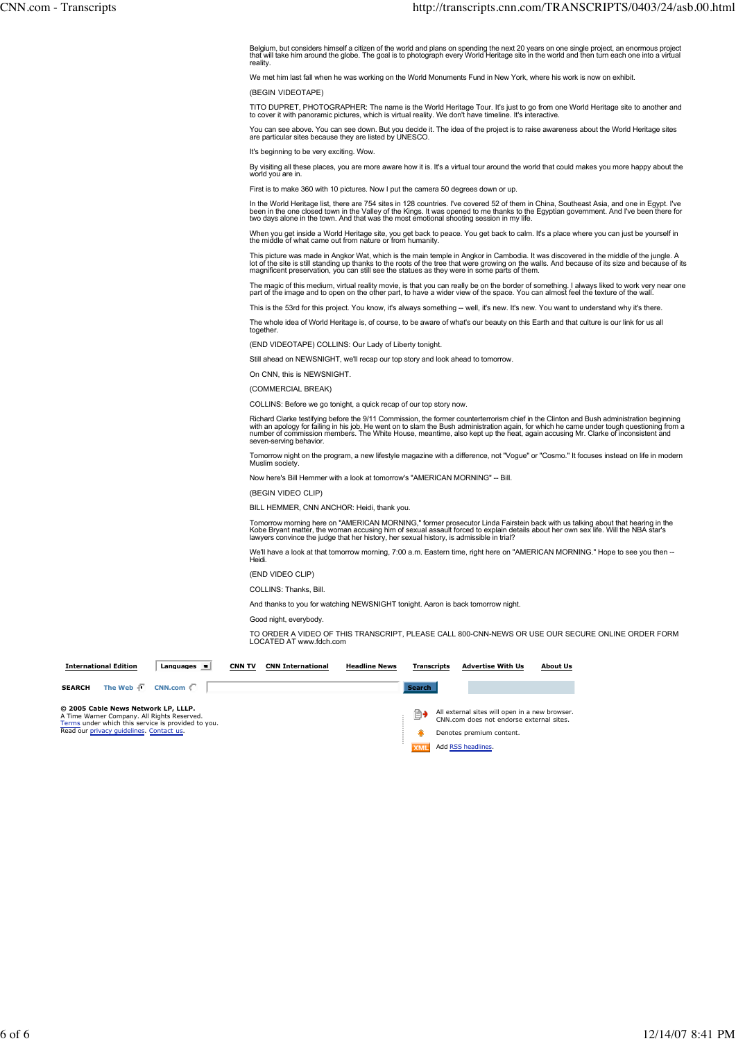Belgium, but considers himself a citizen of the world and plans on spending the next 20 years on one single project, an enormous project that will take him around the globe. The goal is to photograph every World Heritage site in the world and then turn each one into a virtual reality.

We met him last fall when he was working on the World Monuments Fund in New York, where his work is now on exhibit.

(BEGIN VIDEOTAPE)

TITO DUPRET, PHOTOGRAPHER: The name is the World Heritage Tour. It's just to go from one World Heritage site to another and to cover it with panoramic pictures, which is virtual reality. We don't have timeline. It's interactive.

You can see above. You can see down. But you decide it. The idea of the project is to raise awareness about the World Heritage sites are particular sites because they are listed by UNESCO.

It's beginning to be very exciting. Wow.

By visiting all these places, you are more aware how it is. It's a virtual tour around the world that could makes you more happy about the world you are in.

First is to make 360 with 10 pictures. Now I put the camera 50 degrees down or up.

In the World Heritage list, there are 754 sites in 128 countries. I've covered 52 of them in China, Southeast Asia, and one in Egypt. I've been in the one closed town in the Valley of the Kings. It was opened to me thanks to the Egyptian government. And I've been there for two days alone in the town. And that was the most emotional shooting session in my life.

When you get inside a World Heritage site, you get back to peace. You get back to calm. It's a place where you can just be yourself in the middle of what came out from nature or from humanity.

This picture was made in Angkor Wat, which is the main temple in Angkor in Cambodia. It was discovered in the middle of the jungle. A lot of the site is still standing up thanks to the roots of the tree that were growing on the walls. And because of its size and because of its magnificent preservation, you can still see the statues as they were in some parts of them.

The magic of this medium, virtual reality movie, is that you can really be on the border of something. I always liked to work very near one part of the image and to open on the other part, to have a wider view of the space. You can almost feel the texture of the wall.

This is the 53rd for this project. You know, it's always something -- well, it's new. It's new. You want to understand why it's there.

The whole idea of World Heritage is, of course, to be aware of what's our beauty on this Earth and that culture is our link for us all together.

(END VIDEOTAPE) COLLINS: Our Lady of Liberty tonight.

Still ahead on NEWSNIGHT, we'll recap our top story and look ahead to tomorrow.

On CNN, this is NEWSNIGHT.

(COMMERCIAL BREAK)

COLLINS: Before we go tonight, a quick recap of our top story now.

Richard Clarke testifying before the 9/11 Commission, the former counterterrorism chief in the Clinton and Bush administration beginning with an apology for failing in his job. He went on to slam the Bush administration again, for which he came under tough questioning from a number of commission members. The White House, meantime, also kept up the heat, again accusing Mr. Clarke of inconsistent and seven-serving behavior.

Tomorrow night on the program, a new lifestyle magazine with a difference, not "Vogue" or "Cosmo." It focuses instead on life in modern Muslim society.

Now here's Bill Hemmer with a look at tomorrow's "AMERICAN MORNING" -- Bill.

(BEGIN VIDEO CLIP)

BILL HEMMER, CNN ANCHOR: Heidi, thank you.

Tomorrow morning here on "AMERICAN MORNING," former prosecutor Linda Fairstein back with us talking about that hearing in the Kobe Bryant matter, the woman accusing him of sexual assault forced to explain details about her own sex life. Will the NBA star's lawyers convince the judge that her history, her sexual history, is admissible in trial?

We'll have a look at that tomorrow morning, 7:00 a.m. Eastern time, right here on "AMERICAN MORNING." Hope to see you then -- Heidi.

(END VIDEO CLIP)

COLLINS: Thanks, Bill.

And thanks to you for watching NEWSNIGHT tonight. Aaron is back tomorrow night.

Good night, everybody.

TO ORDER A VIDEO OF THIS TRANSCRIPT, PLEASE CALL 800-CNN-NEWS OR USE OUR SECURE ONLINE ORDER FORM LOCATED AT www.fdch.com

International Edition | Languages | CNN TV | CNN International | Headline News | Transcripts | Advertise With Us | About Us

SEARCH The Web CNN.com Search

**© 2005 Cable News Network LP, LLLP.**
A Time Warner Company. All Rights Reserved.
Terms under which this service is provided to you.
Read our privacy guidelines. Contact us.

All external sites will open in a new browser. CNN.com does not endorse external sites.

Denotes premium content.

Add RSS headlines.